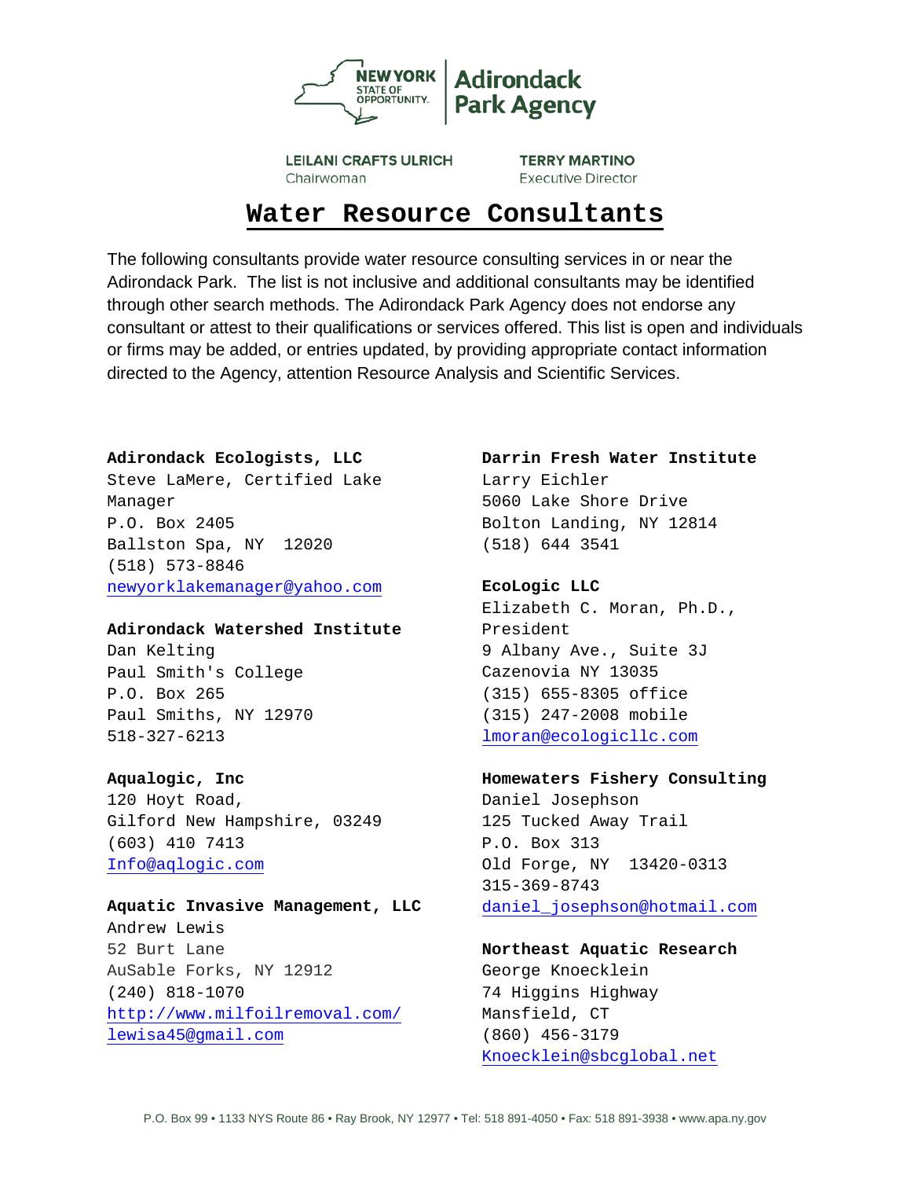Adirondack Park Agency

LEILANI CRAFTS ULRICH
Chairwoman

TERRY MARTINO
Executive Director

# Water Resource Consultants

The following consultants provide water resource consulting services in or near the Adirondack Park. The list is not inclusive and additional consultants may be identified through other search methods. The Adirondack Park Agency does not endorse any consultant or attest to their qualifications or services offered. This list is open and individuals or firms may be added, or entries updated, by providing appropriate contact information directed to the Agency, attention Resource Analysis and Scientific Services.

**Adirondack Ecologists, LLC**
Steve LaMere, Certified Lake Manager
P.O. Box 2405
Ballston Spa, NY 12020
(518) 573-8846
newyorklakemanager@yahoo.com

**Adirondack Watershed Institute**
Dan Kelting
Paul Smith's College
P.O. Box 265
Paul Smiths, NY 12970
518-327-6213

**Aqualogic, Inc**
120 Hoyt Road,
Gilford New Hampshire, 03249
(603) 410 7413
Info@aqlogic.com

**Aquatic Invasive Management, LLC**
Andrew Lewis
52 Burt Lane
AuSable Forks, NY 12912
(240) 818-1070
http://www.milfoilremoval.com/
lewisa45@gmail.com

**Darrin Fresh Water Institute**
Larry Eichler
5060 Lake Shore Drive
Bolton Landing, NY 12814
(518) 644 3541

**EcoLogic LLC**
Elizabeth C. Moran, Ph.D., President
9 Albany Ave., Suite 3J
Cazenovia NY 13035
(315) 655-8305 office
(315) 247-2008 mobile
lmoran@ecologicllc.com

**Homewaters Fishery Consulting**
Daniel Josephson
125 Tucked Away Trail
P.O. Box 313
Old Forge, NY 13420-0313
315-369-8743
daniel_josephson@hotmail.com

**Northeast Aquatic Research**
George Knoecklein
74 Higgins Highway
Mansfield, CT
(860) 456-3179
Knoecklein@sbcglobal.net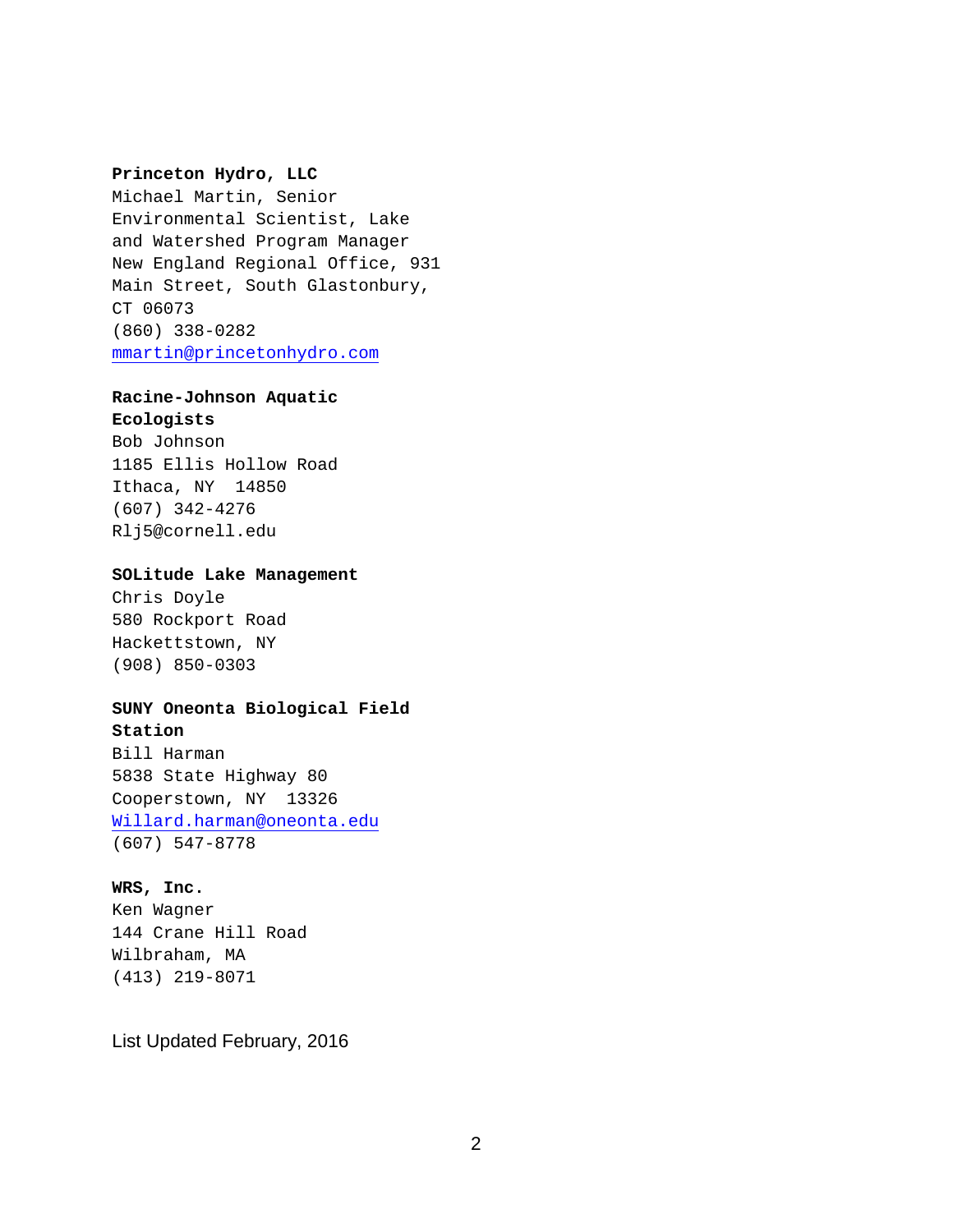**Princeton Hydro, LLC**
Michael Martin, Senior Environmental Scientist, Lake and Watershed Program Manager
New England Regional Office, 931 Main Street, South Glastonbury, CT 06073
(860) 338-0282
mmartin@princetonhydro.com

**Racine-Johnson Aquatic Ecologists**
Bob Johnson
1185 Ellis Hollow Road
Ithaca, NY 14850
(607) 342-4276
Rlj5@cornell.edu

**SOLitude Lake Management**
Chris Doyle
580 Rockport Road
Hackettstown, NY
(908) 850-0303

**SUNY Oneonta Biological Field Station**
Bill Harman
5838 State Highway 80
Cooperstown, NY 13326
Willard.harman@oneonta.edu
(607) 547-8778

**WRS, Inc.**
Ken Wagner
144 Crane Hill Road
Wilbraham, MA
(413) 219-8071

List Updated February, 2016